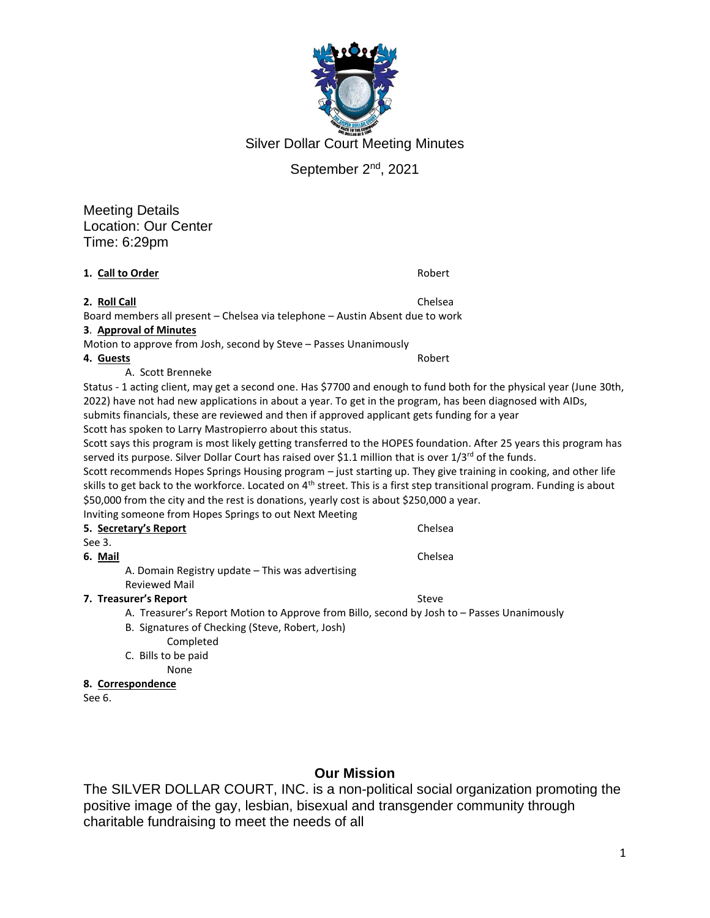# Silver Dollar Court Meeting Minutes

September 2nd, 2021

Meeting Details
Location: Our Center
Time: 6:29pm

**1. Call to Order** Robert

**2. Roll Call** Chelsea

Board members all present – Chelsea via telephone – Austin Absent due to work

**3. Approval of Minutes**

Motion to approve from Josh, second by Steve – Passes Unanimously

**4. Guests** Robert

A. Scott Brenneke

Status - 1 acting client, may get a second one. Has $7700 and enough to fund both for the physical year (June 30th, 2022) have not had new applications in about a year. To get in the program, has been diagnosed with AIDs, submits financials, these are reviewed and then if approved applicant gets funding for a year

Scott has spoken to Larry Mastropierro about this status.

Scott says this program is most likely getting transferred to the HOPES foundation. After 25 years this program has served its purpose. Silver Dollar Court has raised over $1.1 million that is over 1/3rd of the funds.

Scott recommends Hopes Springs Housing program – just starting up. They give training in cooking, and other life skills to get back to the workforce. Located on 4th street. This is a first step transitional program. Funding is about $50,000 from the city and the rest is donations, yearly cost is about $250,000 a year.

Inviting someone from Hopes Springs to out Next Meeting

**5. Secretary's Report** Chelsea

See 3.

**6. Mail** Chelsea

A. Domain Registry update – This was advertising

Reviewed Mail

**7. Treasurer's Report** Steve

A. Treasurer's Report Motion to Approve from Billo, second by Josh to – Passes Unanimously

B. Signatures of Checking (Steve, Robert, Josh)

Completed

C. Bills to be paid

None

**8. Correspondence**

See 6.

## Our Mission

The SILVER DOLLAR COURT, INC. is a non-political social organization promoting the positive image of the gay, lesbian, bisexual and transgender community through charitable fundraising to meet the needs of all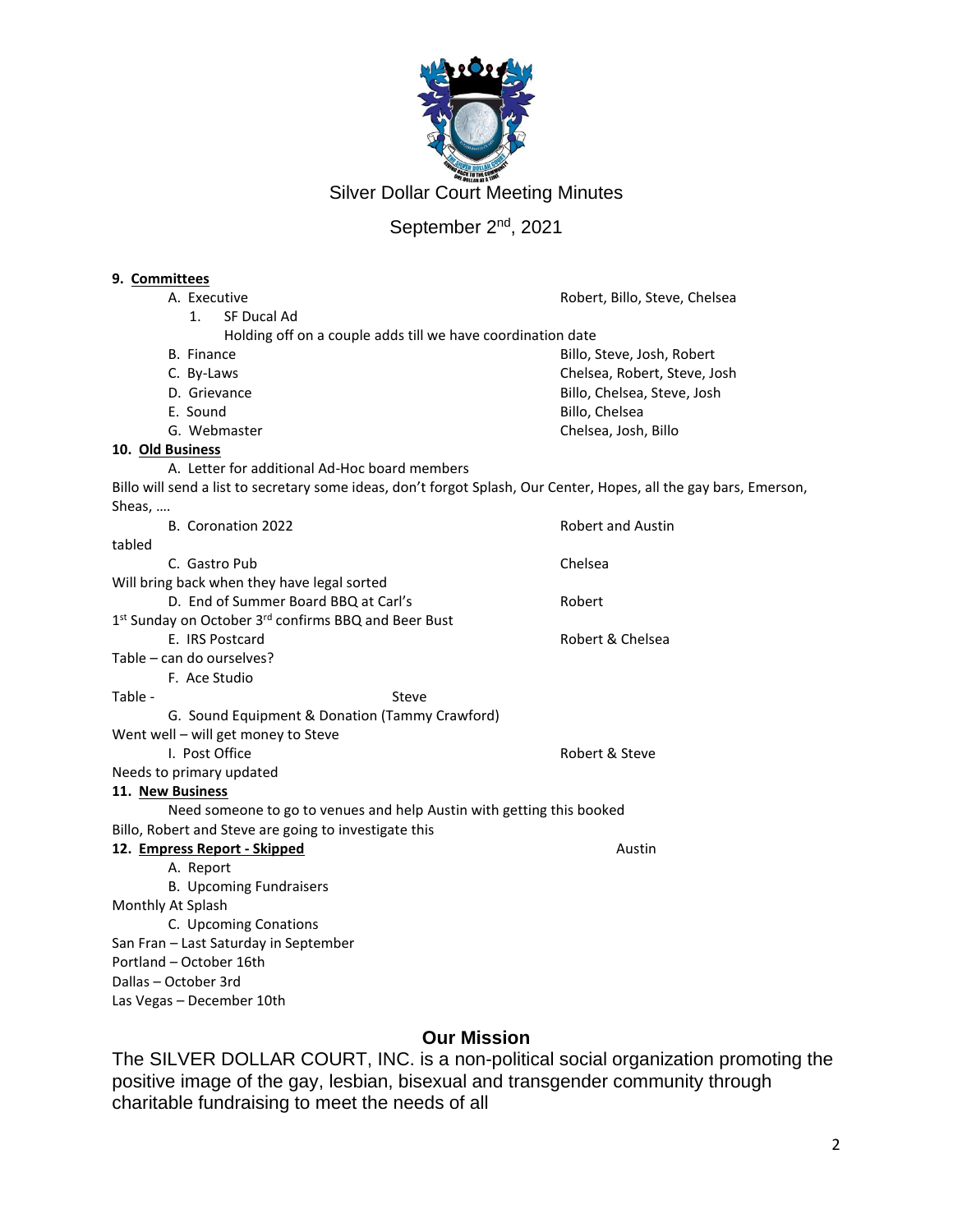Silver Dollar Court Meeting Minutes

September 2nd, 2021

**9. Committees**

A. Executive — Robert, Billo, Steve, Chelsea

1. SF Ducal Ad

Holding off on a couple adds till we have coordination date

B. Finance — Billo, Steve, Josh, Robert

C. By-Laws — Chelsea, Robert, Steve, Josh

D. Grievance — Billo, Chelsea, Steve, Josh

E. Sound — Billo, Chelsea

G. Webmaster — Chelsea, Josh, Billo

**10. Old Business**

A. Letter for additional Ad-Hoc board members

Billo will send a list to secretary some ideas, don't forgot Splash, Our Center, Hopes, all the gay bars, Emerson, Sheas, ….

B. Coronation 2022 — Robert and Austin

tabled

C. Gastro Pub — Chelsea

Will bring back when they have legal sorted

D. End of Summer Board BBQ at Carl's — Robert

1st Sunday on October 3rd confirms BBQ and Beer Bust

E. IRS Postcard — Robert & Chelsea

Table – can do ourselves?

F. Ace Studio

Table - Steve

G. Sound Equipment & Donation (Tammy Crawford)

Went well – will get money to Steve

I. Post Office — Robert & Steve

Needs to primary updated

**11. New Business**

Need someone to go to venues and help Austin with getting this booked

Billo, Robert and Steve are going to investigate this

**12. Empress Report - Skipped** — Austin

A. Report

B. Upcoming Fundraisers

Monthly At Splash

C. Upcoming Conations

San Fran – Last Saturday in September

Portland – October 16th

Dallas – October 3rd

Las Vegas – December 10th

## Our Mission

The SILVER DOLLAR COURT, INC. is a non-political social organization promoting the positive image of the gay, lesbian, bisexual and transgender community through charitable fundraising to meet the needs of all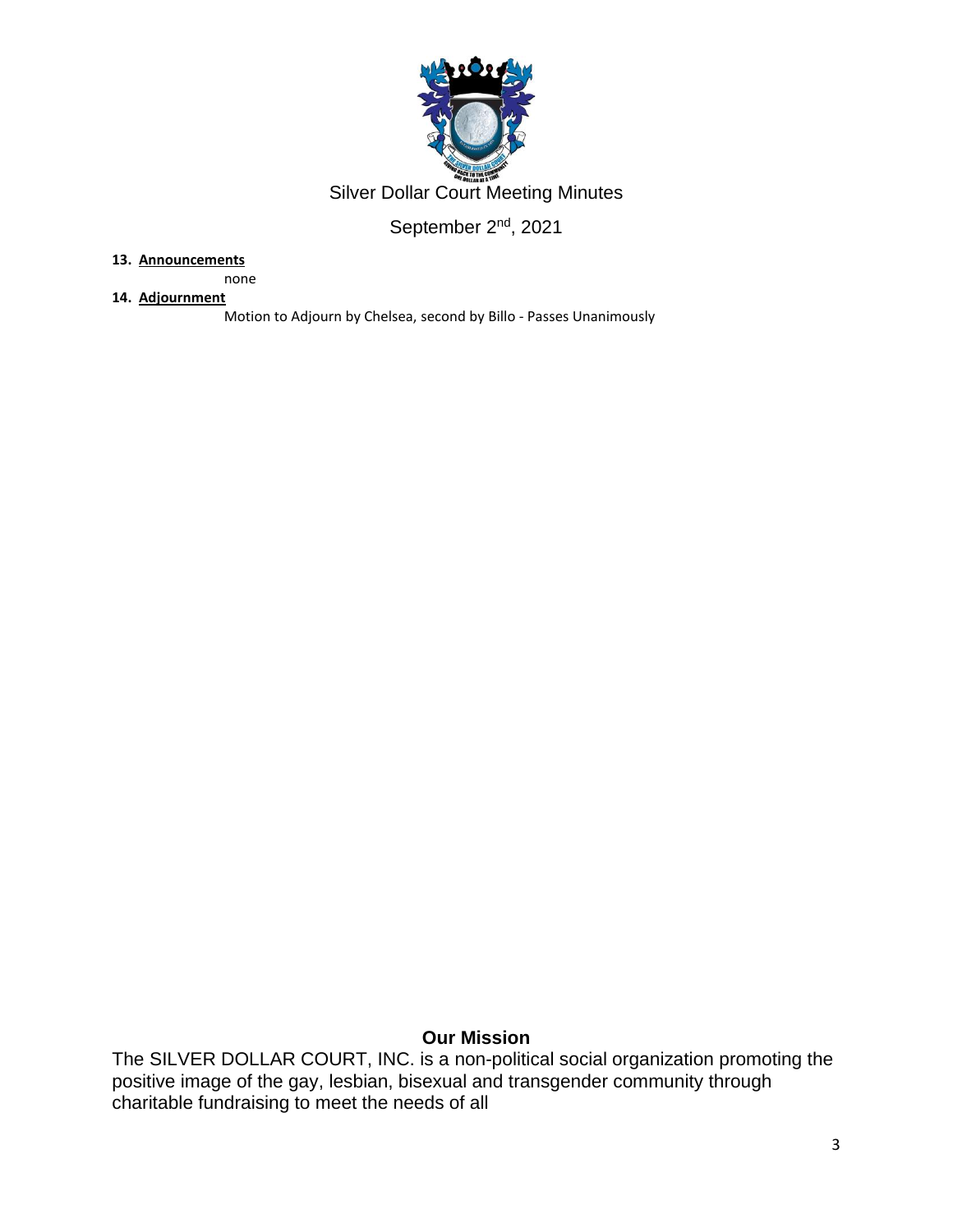Silver Dollar Court Meeting Minutes

September 2nd, 2021

**13. Announcements**

none

**14. Adjournment**

Motion to Adjourn by Chelsea, second by Billo - Passes Unanimously

**Our Mission**

The SILVER DOLLAR COURT, INC. is a non-political social organization promoting the positive image of the gay, lesbian, bisexual and transgender community through charitable fundraising to meet the needs of all